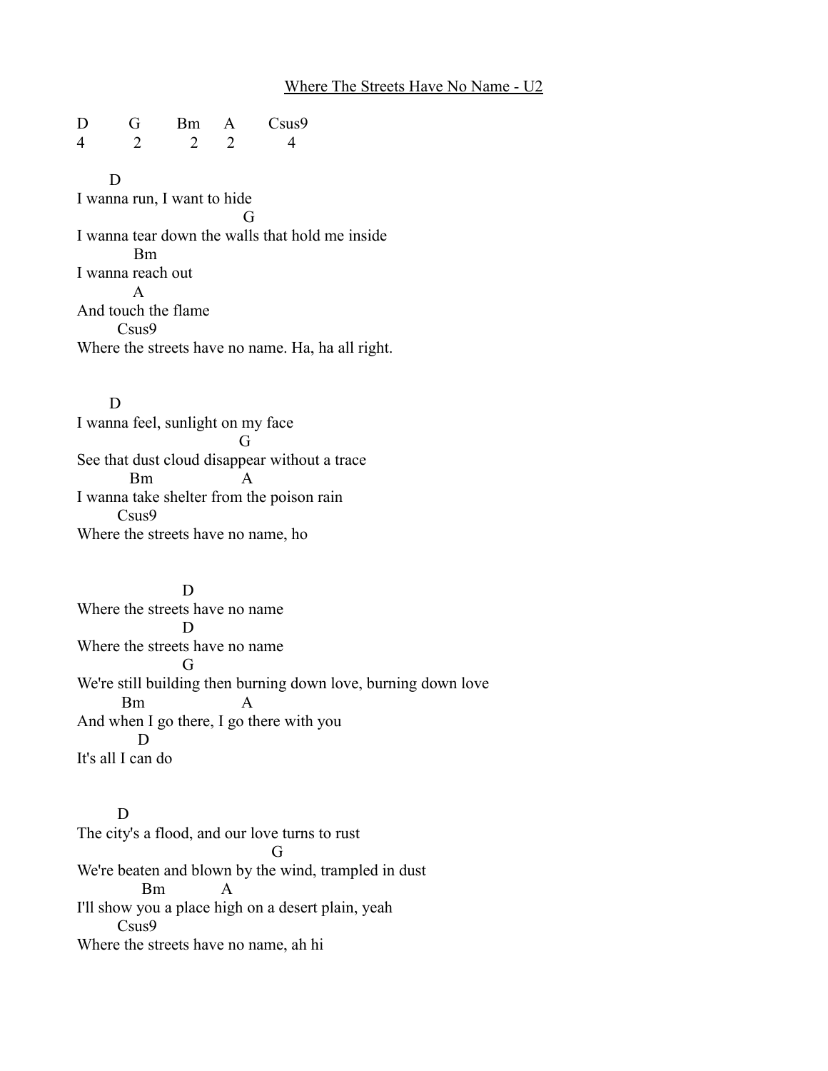Where The Streets Have No Name - U2

```
D        G       Bm     A       Csus9
4         2        2      2          4

       D
I wanna run, I want to hide
                                    G
I wanna tear down the walls that hold me inside
           Bm
I wanna reach out
           A
And touch the flame
        Csus9
Where the streets have no name. Ha, ha all right.


       D
I wanna feel, sunlight on my face
                                   G
See that dust cloud disappear without a trace
          Bm                  A
I wanna take shelter from the poison rain
        Csus9
Where the streets have no name, ho


                    D
Where the streets have no name
                    D
Where the streets have no name
                    G
We're still building then burning down love, burning down love
         Bm                     A
And when I go there, I go there with you
            D
It's all I can do


        D
The city's a flood, and our love turns to rust
                                         G
We're beaten and blown by the wind, trampled in dust
             Bm            A
I'll show you a place high on a desert plain, yeah
        Csus9
Where the streets have no name, ah hi
```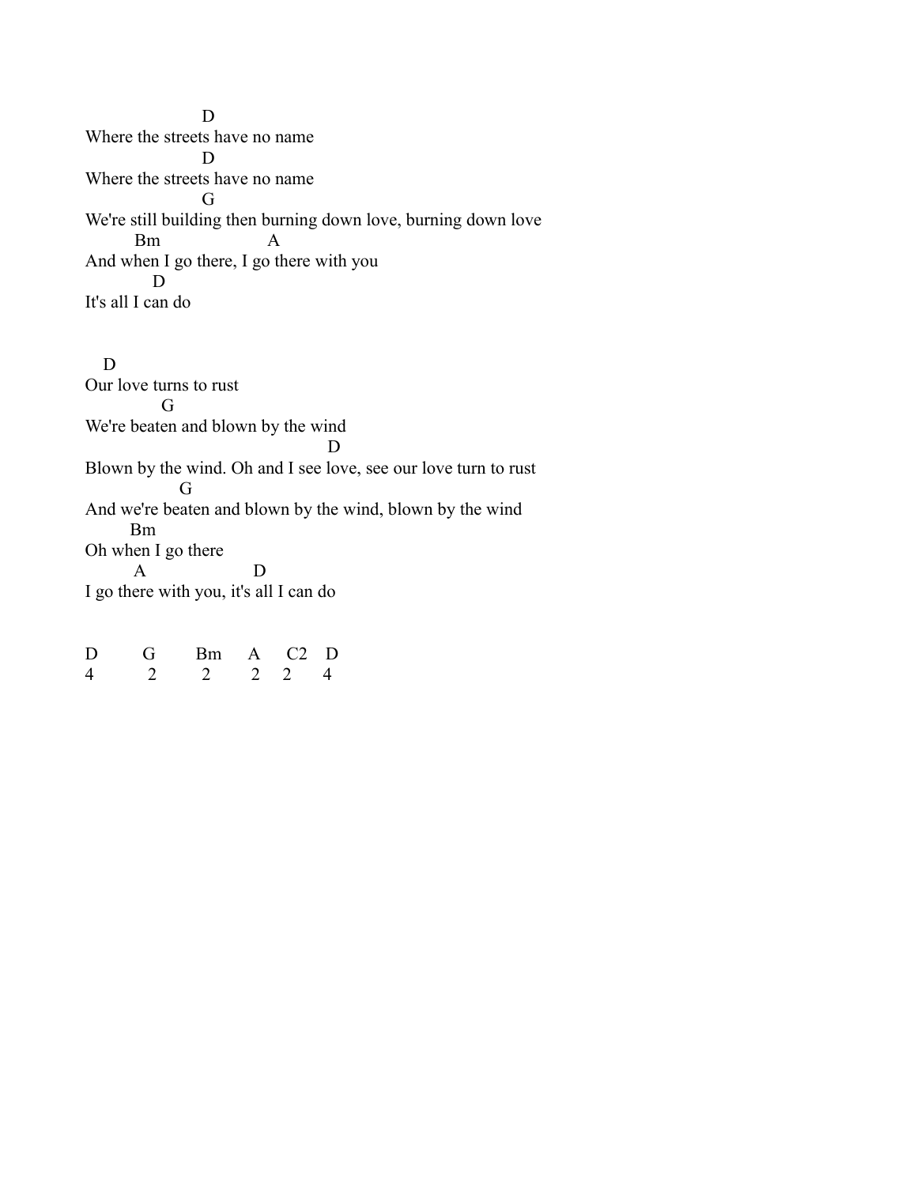```
                    D
Where the streets have no name
                    D
Where the streets have no name
                    G
We're still building then burning down love, burning down love
        Bm                    A
And when I go there, I go there with you
            D
It's all I can do


   D
Our love turns to rust
             G
We're beaten and blown by the wind
                                            D
Blown by the wind. Oh and I see love, see our love turn to rust
                G
And we're beaten and blown by the wind, blown by the wind
       Bm
Oh when I go there
        A                  D
I go there with you, it's all I can do


D       G       Bm     A     C2    D
4        2       2       2     2      4
```